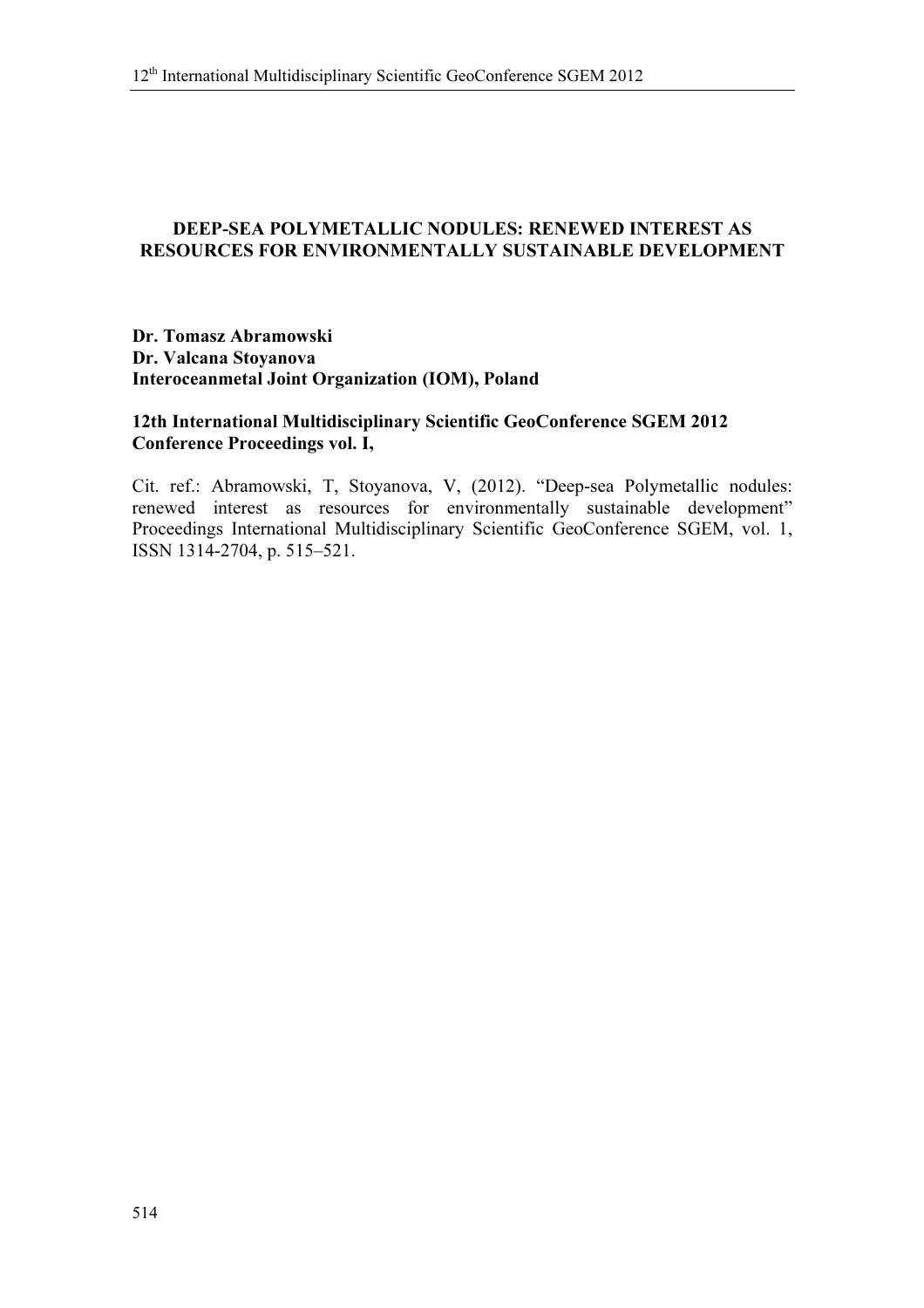# DEEP-SEA POLYMETALLIC NODULES: RENEWED INTEREST AS RESOURCES FOR ENVIRONMENTALLY SUSTAINABLE DEVELOPMENT

**Dr. Tomasz Abramowski**
**Dr. Valcana Stoyanova**
**Interoceanmetal Joint Organization (IOM), Poland**

**12th International Multidisciplinary Scientific GeoConference SGEM 2012**
**Conference Proceedings vol. I,**

Cit. ref.: Abramowski, T, Stoyanova, V, (2012). "Deep-sea Polymetallic nodules: renewed interest as resources for environmentally sustainable development" Proceedings International Multidisciplinary Scientific GeoConference SGEM, vol. 1, ISSN 1314-2704, p. 515–521.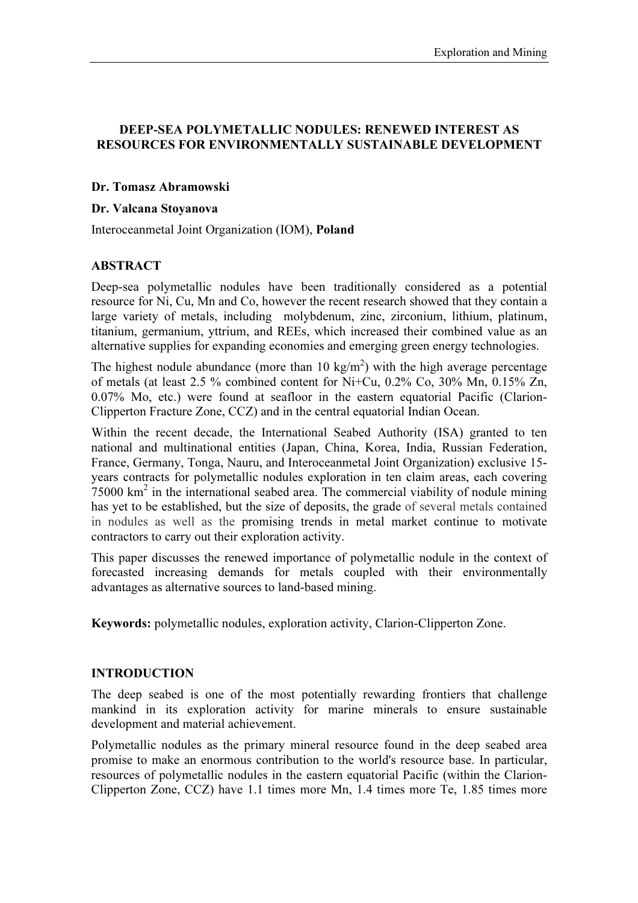# DEEP-SEA POLYMETALLIC NODULES: RENEWED INTEREST AS RESOURCES FOR ENVIRONMENTALLY SUSTAINABLE DEVELOPMENT

**Dr. Tomasz Abramowski**

**Dr. Valcana Stoyanova**

Interoceanmetal Joint Organization (IOM), **Poland**

## ABSTRACT

Deep-sea polymetallic nodules have been traditionally considered as a potential resource for Ni, Cu, Mn and Co, however the recent research showed that they contain a large variety of metals, including molybdenum, zinc, zirconium, lithium, platinum, titanium, germanium, yttrium, and REEs, which increased their combined value as an alternative supplies for expanding economies and emerging green energy technologies.

The highest nodule abundance (more than 10 $kg/m^2$) with the high average percentage of metals (at least 2.5 % combined content for Ni+Cu, 0.2% Co, 30% Mn, 0.15% Zn, 0.07% Mo, etc.) were found at seafloor in the eastern equatorial Pacific (Clarion-Clipperton Fracture Zone, CCZ) and in the central equatorial Indian Ocean.

Within the recent decade, the International Seabed Authority (ISA) granted to ten national and multinational entities (Japan, China, Korea, India, Russian Federation, France, Germany, Tonga, Nauru, and Interoceanmetal Joint Organization) exclusive 15-years contracts for polymetallic nodules exploration in ten claim areas, each covering 75000 $km^2$ in the international seabed area. The commercial viability of nodule mining has yet to be established, but the size of deposits, the grade of several metals contained in nodules as well as the promising trends in metal market continue to motivate contractors to carry out their exploration activity.

This paper discusses the renewed importance of polymetallic nodule in the context of forecasted increasing demands for metals coupled with their environmentally advantages as alternative sources to land-based mining.

**Keywords:** polymetallic nodules, exploration activity, Clarion-Clipperton Zone.

## INTRODUCTION

The deep seabed is one of the most potentially rewarding frontiers that challenge mankind in its exploration activity for marine minerals to ensure sustainable development and material achievement.

Polymetallic nodules as the primary mineral resource found in the deep seabed area promise to make an enormous contribution to the world's resource base. In particular, resources of polymetallic nodules in the eastern equatorial Pacific (within the Clarion-Clipperton Zone, CCZ) have 1.1 times more Mn, 1.4 times more Te, 1.85 times more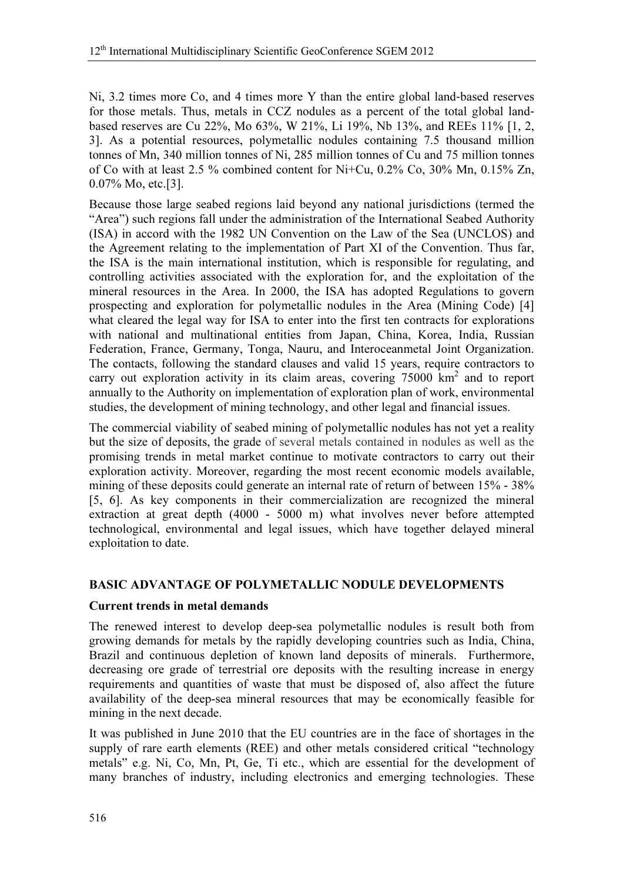Ni, 3.2 times more Co, and 4 times more Y than the entire global land-based reserves for those metals. Thus, metals in CCZ nodules as a percent of the total global land-based reserves are Cu 22%, Mo 63%, W 21%, Li 19%, Nb 13%, and REEs 11% [1, 2, 3]. As a potential resources, polymetallic nodules containing 7.5 thousand million tonnes of Mn, 340 million tonnes of Ni, 285 million tonnes of Cu and 75 million tonnes of Co with at least 2.5 % combined content for Ni+Cu, 0.2% Co, 30% Mn, 0.15% Zn, 0.07% Mo, etc.[3].

Because those large seabed regions laid beyond any national jurisdictions (termed the "Area") such regions fall under the administration of the International Seabed Authority (ISA) in accord with the 1982 UN Convention on the Law of the Sea (UNCLOS) and the Agreement relating to the implementation of Part XI of the Convention. Thus far, the ISA is the main international institution, which is responsible for regulating, and controlling activities associated with the exploration for, and the exploitation of the mineral resources in the Area. In 2000, the ISA has adopted Regulations to govern prospecting and exploration for polymetallic nodules in the Area (Mining Code) [4] what cleared the legal way for ISA to enter into the first ten contracts for explorations with national and multinational entities from Japan, China, Korea, India, Russian Federation, France, Germany, Tonga, Nauru, and Interoceanmetal Joint Organization. The contacts, following the standard clauses and valid 15 years, require contractors to carry out exploration activity in its claim areas, covering 75000 km$^2$ and to report annually to the Authority on implementation of exploration plan of work, environmental studies, the development of mining technology, and other legal and financial issues.

The commercial viability of seabed mining of polymetallic nodules has not yet a reality but the size of deposits, the grade of several metals contained in nodules as well as the promising trends in metal market continue to motivate contractors to carry out their exploration activity. Moreover, regarding the most recent economic models available, mining of these deposits could generate an internal rate of return of between 15% - 38% [5, 6]. As key components in their commercialization are recognized the mineral extraction at great depth (4000 - 5000 m) what involves never before attempted technological, environmental and legal issues, which have together delayed mineral exploitation to date.

## BASIC ADVANTAGE OF POLYMETALLIC NODULE DEVELOPMENTS

### Current trends in metal demands

The renewed interest to develop deep-sea polymetallic nodules is result both from growing demands for metals by the rapidly developing countries such as India, China, Brazil and continuous depletion of known land deposits of minerals. Furthermore, decreasing ore grade of terrestrial ore deposits with the resulting increase in energy requirements and quantities of waste that must be disposed of, also affect the future availability of the deep-sea mineral resources that may be economically feasible for mining in the next decade.

It was published in June 2010 that the EU countries are in the face of shortages in the supply of rare earth elements (REE) and other metals considered critical "technology metals" e.g. Ni, Co, Mn, Pt, Ge, Ti etc., which are essential for the development of many branches of industry, including electronics and emerging technologies. These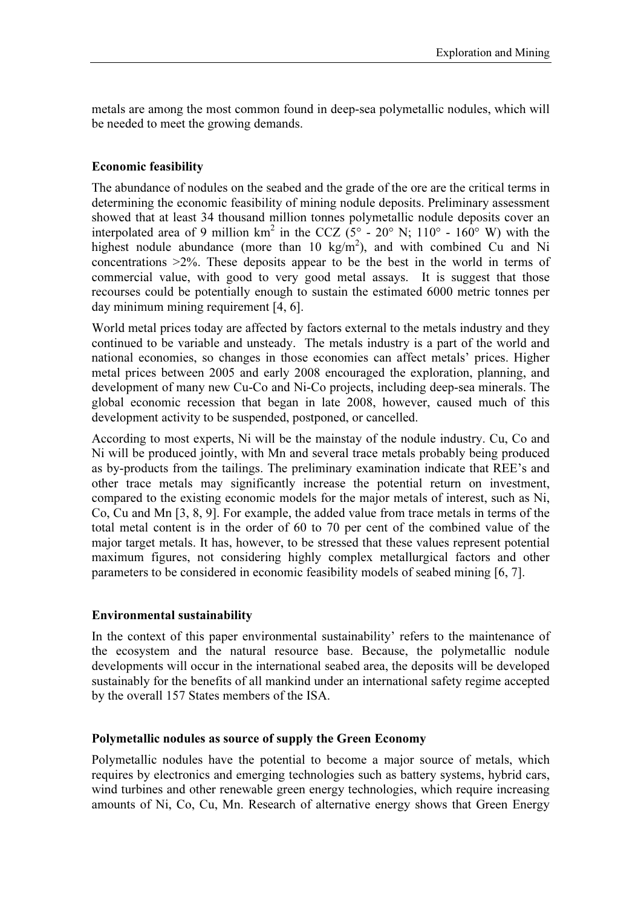metals are among the most common found in deep-sea polymetallic nodules, which will be needed to meet the growing demands.

**Economic feasibility**

The abundance of nodules on the seabed and the grade of the ore are the critical terms in determining the economic feasibility of mining nodule deposits. Preliminary assessment showed that at least 34 thousand million tonnes polymetallic nodule deposits cover an interpolated area of 9 million km$^2$ in the CCZ (5° - 20° N; 110° - 160° W) with the highest nodule abundance (more than 10 kg/m$^2$), and with combined Cu and Ni concentrations >2%. These deposits appear to be the best in the world in terms of commercial value, with good to very good metal assays. It is suggest that those recourses could be potentially enough to sustain the estimated 6000 metric tonnes per day minimum mining requirement [4, 6].

World metal prices today are affected by factors external to the metals industry and they continued to be variable and unsteady. The metals industry is a part of the world and national economies, so changes in those economies can affect metals' prices. Higher metal prices between 2005 and early 2008 encouraged the exploration, planning, and development of many new Cu-Co and Ni-Co projects, including deep-sea minerals. The global economic recession that began in late 2008, however, caused much of this development activity to be suspended, postponed, or cancelled.

According to most experts, Ni will be the mainstay of the nodule industry. Cu, Co and Ni will be produced jointly, with Mn and several trace metals probably being produced as by-products from the tailings. The preliminary examination indicate that REE's and other trace metals may significantly increase the potential return on investment, compared to the existing economic models for the major metals of interest, such as Ni, Co, Cu and Mn [3, 8, 9]. For example, the added value from trace metals in terms of the total metal content is in the order of 60 to 70 per cent of the combined value of the major target metals. It has, however, to be stressed that these values represent potential maximum figures, not considering highly complex metallurgical factors and other parameters to be considered in economic feasibility models of seabed mining [6, 7].

**Environmental sustainability**

In the context of this paper environmental sustainability' refers to the maintenance of the ecosystem and the natural resource base. Because, the polymetallic nodule developments will occur in the international seabed area, the deposits will be developed sustainably for the benefits of all mankind under an international safety regime accepted by the overall 157 States members of the ISA.

**Polymetallic nodules as source of supply the Green Economy**

Polymetallic nodules have the potential to become a major source of metals, which requires by electronics and emerging technologies such as battery systems, hybrid cars, wind turbines and other renewable green energy technologies, which require increasing amounts of Ni, Co, Cu, Mn. Research of alternative energy shows that Green Energy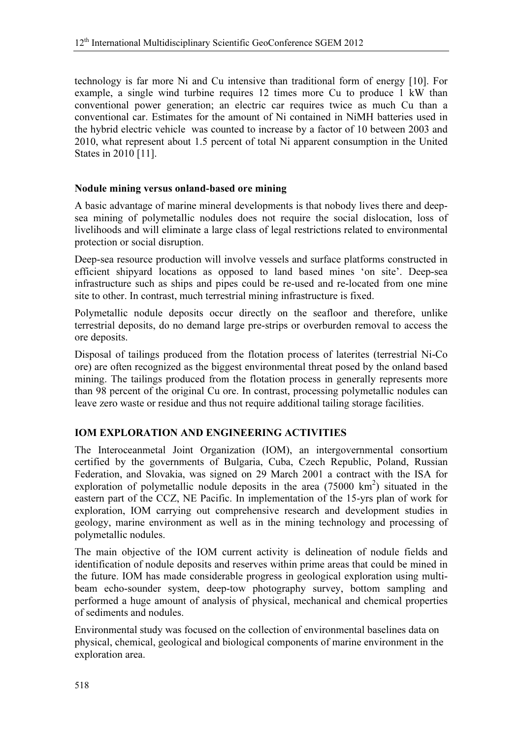technology is far more Ni and Cu intensive than traditional form of energy [10]. For example, a single wind turbine requires 12 times more Cu to produce 1 kW than conventional power generation; an electric car requires twice as much Cu than a conventional car. Estimates for the amount of Ni contained in NiMH batteries used in the hybrid electric vehicle was counted to increase by a factor of 10 between 2003 and 2010, what represent about 1.5 percent of total Ni apparent consumption in the United States in 2010 [11].

### Nodule mining versus onland-based ore mining

A basic advantage of marine mineral developments is that nobody lives there and deep-sea mining of polymetallic nodules does not require the social dislocation, loss of livelihoods and will eliminate a large class of legal restrictions related to environmental protection or social disruption.

Deep-sea resource production will involve vessels and surface platforms constructed in efficient shipyard locations as opposed to land based mines 'on site'. Deep-sea infrastructure such as ships and pipes could be re-used and re-located from one mine site to other. In contrast, much terrestrial mining infrastructure is fixed.

Polymetallic nodule deposits occur directly on the seafloor and therefore, unlike terrestrial deposits, do no demand large pre-strips or overburden removal to access the ore deposits.

Disposal of tailings produced from the flotation process of laterites (terrestrial Ni-Co ore) are often recognized as the biggest environmental threat posed by the onland based mining. The tailings produced from the flotation process in generally represents more than 98 percent of the original Cu ore. In contrast, processing polymetallic nodules can leave zero waste or residue and thus not require additional tailing storage facilities.

## IOM EXPLORATION AND ENGINEERING ACTIVITIES

The Interoceanmetal Joint Organization (IOM), an intergovernmental consortium certified by the governments of Bulgaria, Cuba, Czech Republic, Poland, Russian Federation, and Slovakia, was signed on 29 March 2001 a contract with the ISA for exploration of polymetallic nodule deposits in the area (75000 $km^2$) situated in the eastern part of the CCZ, NE Pacific. In implementation of the 15-yrs plan of work for exploration, IOM carrying out comprehensive research and development studies in geology, marine environment as well as in the mining technology and processing of polymetallic nodules.

The main objective of the IOM current activity is delineation of nodule fields and identification of nodule deposits and reserves within prime areas that could be mined in the future. IOM has made considerable progress in geological exploration using multi-beam echo-sounder system, deep-tow photography survey, bottom sampling and performed a huge amount of analysis of physical, mechanical and chemical properties of sediments and nodules.

Environmental study was focused on the collection of environmental baselines data on physical, chemical, geological and biological components of marine environment in the exploration area.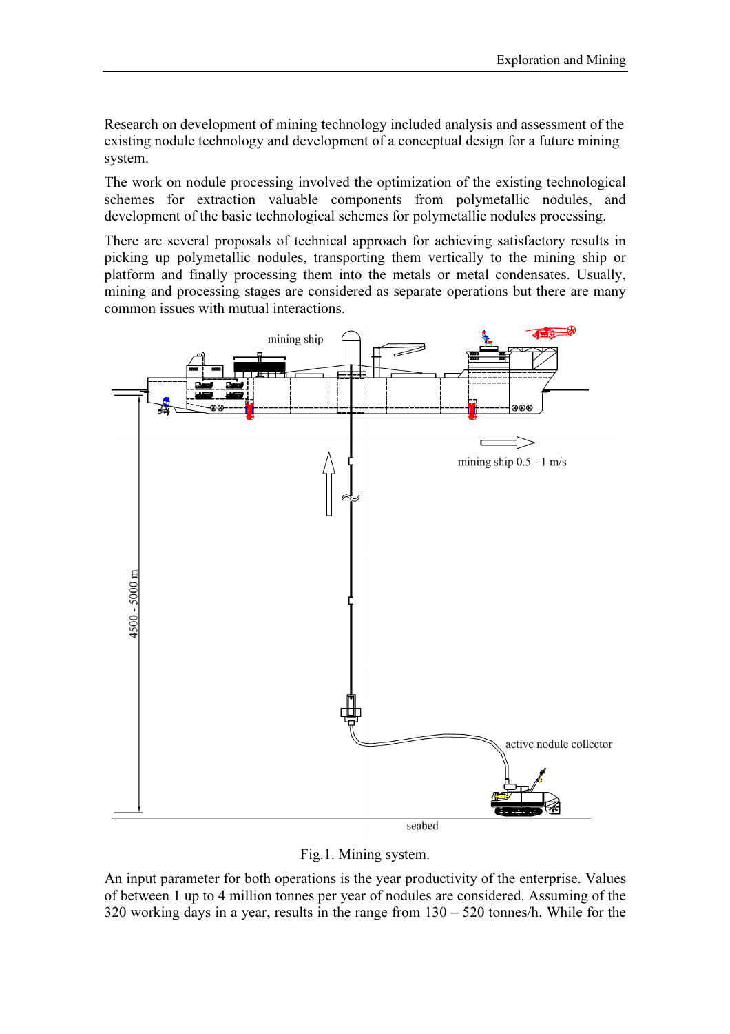Research on development of mining technology included analysis and assessment of the existing nodule technology and development of a conceptual design for a future mining system.

The work on nodule processing involved the optimization of the existing technological schemes for extraction valuable components from polymetallic nodules, and development of the basic technological schemes for polymetallic nodules processing.

There are several proposals of technical approach for achieving satisfactory results in picking up polymetallic nodules, transporting them vertically to the mining ship or platform and finally processing them into the metals or metal condensates. Usually, mining and processing stages are considered as separate operations but there are many common issues with mutual interactions.

Fig.1. Mining system.

An input parameter for both operations is the year productivity of the enterprise. Values of between 1 up to 4 million tonnes per year of nodules are considered. Assuming of the 320 working days in a year, results in the range from 130 – 520 tonnes/h. While for the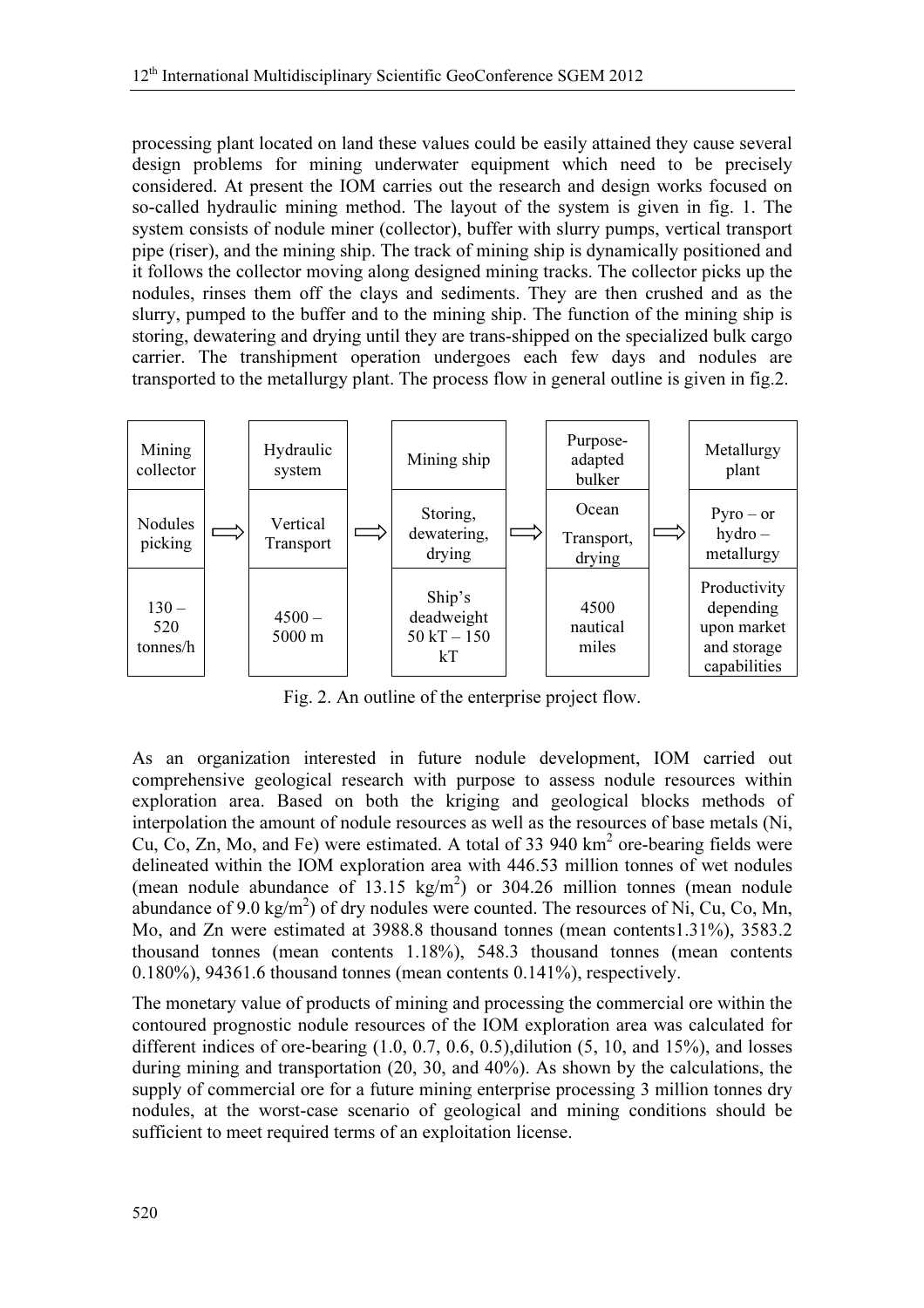processing plant located on land these values could be easily attained they cause several design problems for mining underwater equipment which need to be precisely considered. At present the IOM carries out the research and design works focused on so-called hydraulic mining method. The layout of the system is given in fig. 1. The system consists of nodule miner (collector), buffer with slurry pumps, vertical transport pipe (riser), and the mining ship. The track of mining ship is dynamically positioned and it follows the collector moving along designed mining tracks. The collector picks up the nodules, rinses them off the clays and sediments. They are then crushed and as the slurry, pumped to the buffer and to the mining ship. The function of the mining ship is storing, dewatering and drying until they are trans-shipped on the specialized bulk cargo carrier. The transhipment operation undergoes each few days and nodules are transported to the metallurgy plant. The process flow in general outline is given in fig.2.

| Mining collector | | Hydraulic system | | Mining ship | | Purpose-adapted bulker | | Metallurgy plant |
|---|---|---|---|---|---|---|---|---|
| Nodules picking | ⟹ | Vertical Transport | ⟹ | Storing, dewatering, drying | ⟹ | Ocean Transport, drying | ⟹ | Pyro – or hydro – metallurgy |
| 130 – 520 tonnes/h | | 4500 – 5000 m | | Ship's deadweight 50 kT – 150 kT | | 4500 nautical miles | | Productivity depending upon market and storage capabilities |

Fig. 2. An outline of the enterprise project flow.

As an organization interested in future nodule development, IOM carried out comprehensive geological research with purpose to assess nodule resources within exploration area. Based on both the kriging and geological blocks methods of interpolation the amount of nodule resources as well as the resources of base metals (Ni, Cu, Co, Zn, Mo, and Fe) were estimated. A total of 33 940 km$^2$ ore-bearing fields were delineated within the IOM exploration area with 446.53 million tonnes of wet nodules (mean nodule abundance of 13.15 kg/m$^2$) or 304.26 million tonnes (mean nodule abundance of 9.0 kg/m$^2$) of dry nodules were counted. The resources of Ni, Cu, Co, Mn, Mo, and Zn were estimated at 3988.8 thousand tonnes (mean contents1.31%), 3583.2 thousand tonnes (mean contents 1.18%), 548.3 thousand tonnes (mean contents 0.180%), 94361.6 thousand tonnes (mean contents 0.141%), respectively.

The monetary value of products of mining and processing the commercial ore within the contoured prognostic nodule resources of the IOM exploration area was calculated for different indices of ore-bearing (1.0, 0.7, 0.6, 0.5),dilution (5, 10, and 15%), and losses during mining and transportation (20, 30, and 40%). As shown by the calculations, the supply of commercial ore for a future mining enterprise processing 3 million tonnes dry nodules, at the worst-case scenario of geological and mining conditions should be sufficient to meet required terms of an exploitation license.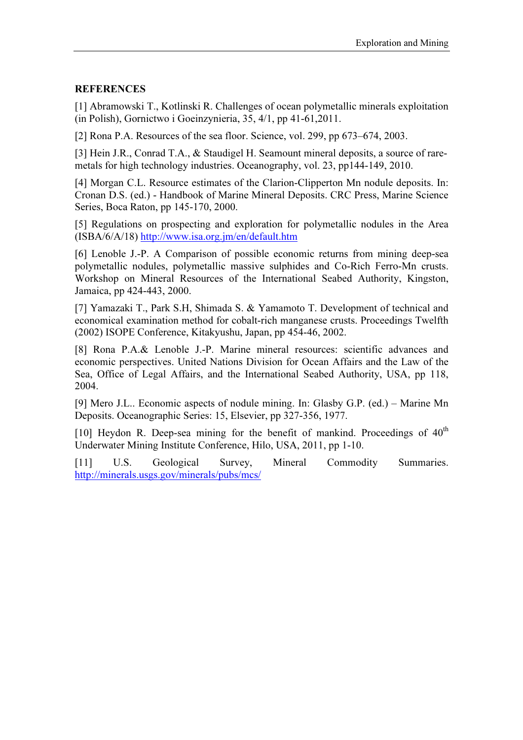**REFERENCES**

[1] Abramowski T., Kotlinski R. Challenges of ocean polymetallic minerals exploitation (in Polish), Gornictwo i Goeinzynieria, 35, 4/1, pp 41-61,2011.

[2] Rona P.A. Resources of the sea floor. Science, vol. 299, pp 673–674, 2003.

[3] Hein J.R., Conrad T.A., & Staudigel H. Seamount mineral deposits, a source of rare-metals for high technology industries. Oceanography, vol. 23, pp144-149, 2010.

[4] Morgan C.L. Resource estimates of the Clarion-Clipperton Mn nodule deposits. In: Cronan D.S. (ed.) - Handbook of Marine Mineral Deposits. CRC Press, Marine Science Series, Boca Raton, pp 145-170, 2000.

[5] Regulations on prospecting and exploration for polymetallic nodules in the Area (ISBA/6/A/18) http://www.isa.org.jm/en/default.htm

[6] Lenoble J.-P. A Comparison of possible economic returns from mining deep-sea polymetallic nodules, polymetallic massive sulphides and Co-Rich Ferro-Mn crusts. Workshop on Mineral Resources of the International Seabed Authority, Kingston, Jamaica, pp 424-443, 2000.

[7] Yamazaki T., Park S.H, Shimada S. & Yamamoto T. Development of technical and economical examination method for cobalt-rich manganese crusts. Proceedings Twelfth (2002) ISOPE Conference, Kitakyushu, Japan, pp 454-46, 2002.

[8] Rona P.A.& Lenoble J.-P. Marine mineral resources: scientific advances and economic perspectives. United Nations Division for Ocean Affairs and the Law of the Sea, Office of Legal Affairs, and the International Seabed Authority, USA, pp 118, 2004.

[9] Mero J.L.. Economic aspects of nodule mining. In: Glasby G.P. (ed.) – Marine Mn Deposits. Oceanographic Series: 15, Elsevier, pp 327-356, 1977.

[10] Heydon R. Deep-sea mining for the benefit of mankind. Proceedings of 40th Underwater Mining Institute Conference, Hilo, USA, 2011, pp 1-10.

[11] U.S. Geological Survey, Mineral Commodity Summaries. http://minerals.usgs.gov/minerals/pubs/mcs/